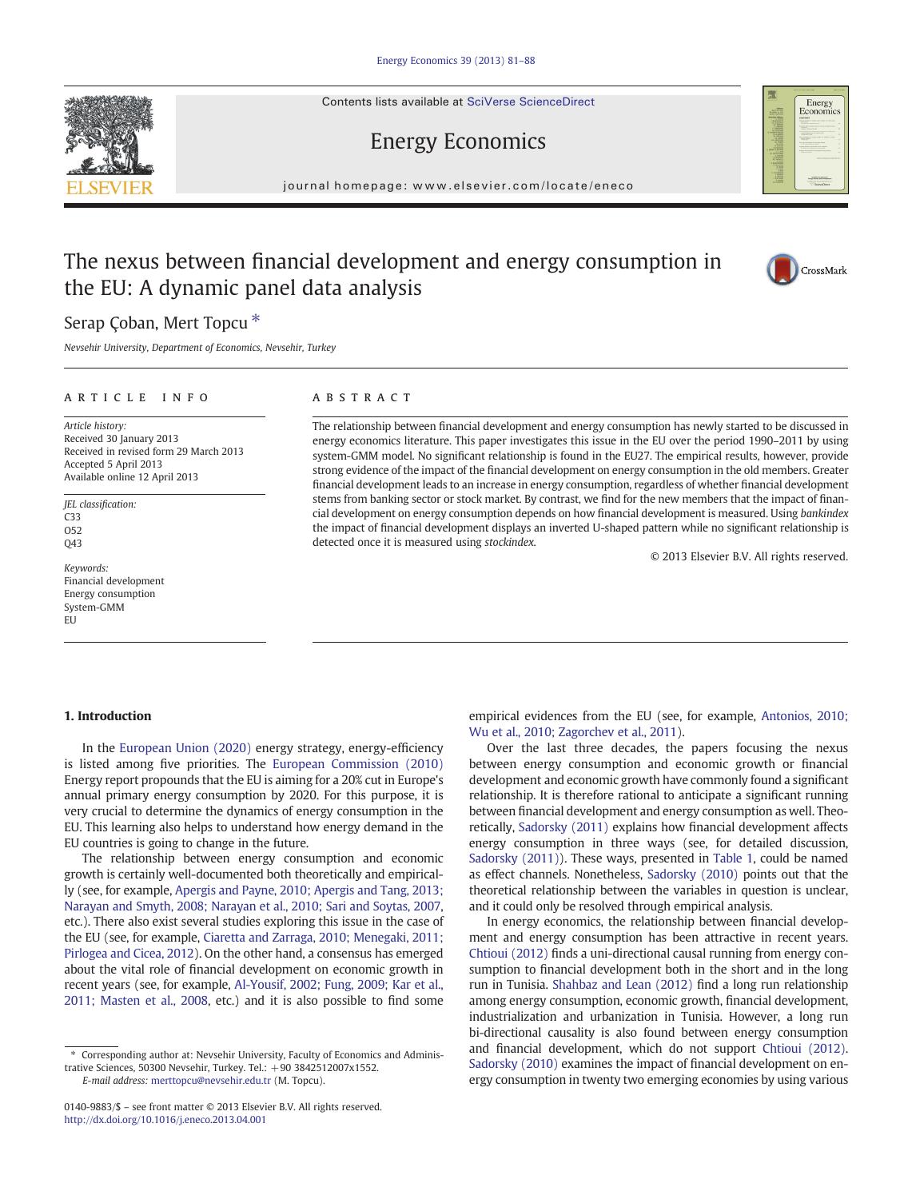# The nexus between financial development and energy consumption in the EU: A dynamic panel data analysis

Serap Çoban, Mert Topcu *

*Nevsehir University, Department of Economics, Nevsehir, Turkey*

## ARTICLE INFO

*Article history:*
Received 30 January 2013
Received in revised form 29 March 2013
Accepted 5 April 2013
Available online 12 April 2013

*JEL classification:*
C33
O52
Q43

*Keywords:*
Financial development
Energy consumption
System-GMM
EU

## ABSTRACT

The relationship between financial development and energy consumption has newly started to be discussed in energy economics literature. This paper investigates this issue in the EU over the period 1990–2011 by using system-GMM model. No significant relationship is found in the EU27. The empirical results, however, provide strong evidence of the impact of the financial development on energy consumption in the old members. Greater financial development leads to an increase in energy consumption, regardless of whether financial development stems from banking sector or stock market. By contrast, we find for the new members that the impact of financial development on energy consumption depends on how financial development is measured. Using *bankindex* the impact of financial development displays an inverted U-shaped pattern while no significant relationship is detected once it is measured using *stockindex*.

© 2013 Elsevier B.V. All rights reserved.

## 1. Introduction

In the European Union (2020) energy strategy, energy-efficiency is listed among five priorities. The European Commission (2010) Energy report propounds that the EU is aiming for a 20% cut in Europe's annual primary energy consumption by 2020. For this purpose, it is very crucial to determine the dynamics of energy consumption in the EU. This learning also helps to understand how energy demand in the EU countries is going to change in the future.

The relationship between energy consumption and economic growth is certainly well-documented both theoretically and empirically (see, for example, Apergis and Payne, 2010; Apergis and Tang, 2013; Narayan and Smyth, 2008; Narayan et al., 2010; Sari and Soytas, 2007, etc.). There also exist several studies exploring this issue in the case of the EU (see, for example, Ciaretta and Zarraga, 2010; Menegaki, 2011; Pirlogea and Cicea, 2012). On the other hand, a consensus has emerged about the vital role of financial development on economic growth in recent years (see, for example, Al-Yousif, 2002; Fung, 2009; Kar et al., 2011; Masten et al., 2008, etc.) and it is also possible to find some empirical evidences from the EU (see, for example, Antonios, 2010; Wu et al., 2010; Zagorchev et al., 2011).

Over the last three decades, the papers focusing the nexus between energy consumption and economic growth or financial development and economic growth have commonly found a significant relationship. It is therefore rational to anticipate a significant running between financial development and energy consumption as well. Theoretically, Sadorsky (2011) explains how financial development affects energy consumption in three ways (see, for detailed discussion, Sadorsky (2011)). These ways, presented in Table 1, could be named as effect channels. Nonetheless, Sadorsky (2010) points out that the theoretical relationship between the variables in question is unclear, and it could only be resolved through empirical analysis.

In energy economics, the relationship between financial development and energy consumption has been attractive in recent years. Chtioui (2012) finds a uni-directional causal running from energy consumption to financial development both in the short and in the long run in Tunisia. Shahbaz and Lean (2012) find a long run relationship among energy consumption, economic growth, financial development, industrialization and urbanization in Tunisia. However, a long run bi-directional causality is also found between energy consumption and financial development, which do not support Chtioui (2012). Sadorsky (2010) examines the impact of financial development on energy consumption in twenty two emerging economies by using various

* Corresponding author at: Nevsehir University, Faculty of Economics and Administrative Sciences, 50300 Nevsehir, Turkey. Tel.: +90 3842512007x1552.
*E-mail address:* merttopcu@nevsehir.edu.tr (M. Topcu).

0140-9883/$ – see front matter © 2013 Elsevier B.V. All rights reserved.
http://dx.doi.org/10.1016/j.eneco.2013.04.001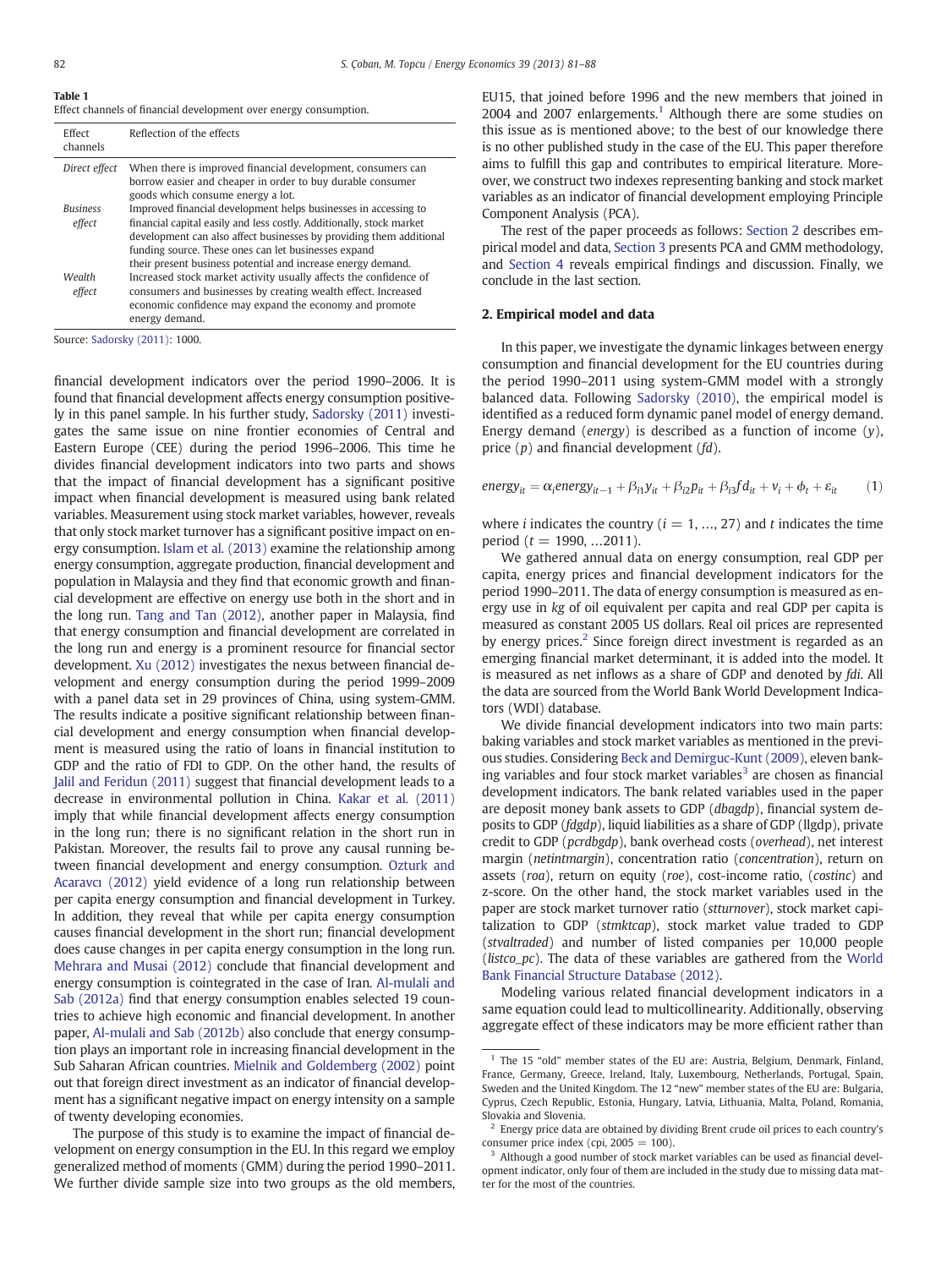**Table 1**
Effect channels of financial development over energy consumption.

| Effect channels | Reflection of the effects |
|---|---|
| *Direct effect* | When there is improved financial development, consumers can borrow easier and cheaper in order to buy durable consumer goods which consume energy a lot. |
| *Business effect* | Improved financial development helps businesses in accessing to financial capital easily and less costly. Additionally, stock market development can also affect businesses by providing them additional funding source. These ones can let businesses expand their present business potential and increase energy demand. |
| *Wealth effect* | Increased stock market activity usually affects the confidence of consumers and businesses by creating wealth effect. Increased economic confidence may expand the economy and promote energy demand. |

Source: Sadorsky (2011): 1000.

financial development indicators over the period 1990–2006. It is found that financial development affects energy consumption positively in this panel sample. In his further study, Sadorsky (2011) investigates the same issue on nine frontier economies of Central and Eastern Europe (CEE) during the period 1996–2006. This time he divides financial development indicators into two parts and shows that the impact of financial development has a significant positive impact when financial development is measured using bank related variables. Measurement using stock market variables, however, reveals that only stock market turnover has a significant positive impact on energy consumption. Islam et al. (2013) examine the relationship among energy consumption, aggregate production, financial development and population in Malaysia and they find that economic growth and financial development are effective on energy use both in the short and in the long run. Tang and Tan (2012), another paper in Malaysia, find that energy consumption and financial development are correlated in the long run and energy is a prominent resource for financial sector development. Xu (2012) investigates the nexus between financial development and energy consumption during the period 1999–2009 with a panel data set in 29 provinces of China, using system-GMM. The results indicate a positive significant relationship between financial development and energy consumption when financial development is measured using the ratio of loans in financial institution to GDP and the ratio of FDI to GDP. On the other hand, the results of Jalil and Feridun (2011) suggest that financial development leads to a decrease in environmental pollution in China. Kakar et al. (2011) imply that while financial development affects energy consumption in the long run; there is no significant relation in the short run in Pakistan. Moreover, the results fail to prove any causal running between financial development and energy consumption. Ozturk and Acaravcı (2012) yield evidence of a long run relationship between per capita energy consumption and financial development in Turkey. In addition, they reveal that while per capita energy consumption causes financial development in the short run; financial development does cause changes in per capita energy consumption in the long run. Mehrara and Musai (2012) conclude that financial development and energy consumption is cointegrated in the case of Iran. Al-mulali and Sab (2012a) find that energy consumption enables selected 19 countries to achieve high economic and financial development. In another paper, Al-mulali and Sab (2012b) also conclude that energy consumption plays an important role in increasing financial development in the Sub Saharan African countries. Mielnik and Goldemberg (2002) point out that foreign direct investment as an indicator of financial development has a significant negative impact on energy intensity on a sample of twenty developing economies.

The purpose of this study is to examine the impact of financial development on energy consumption in the EU. In this regard we employ generalized method of moments (GMM) during the period 1990–2011. We further divide sample size into two groups as the old members, EU15, that joined before 1996 and the new members that joined in 2004 and 2007 enlargements.[1] Although there are some studies on this issue as is mentioned above; to the best of our knowledge there is no other published study in the case of the EU. This paper therefore aims to fulfill this gap and contributes to empirical literature. Moreover, we construct two indexes representing banking and stock market variables as an indicator of financial development employing Principle Component Analysis (PCA).

The rest of the paper proceeds as follows: Section 2 describes empirical model and data, Section 3 presents PCA and GMM methodology, and Section 4 reveals empirical findings and discussion. Finally, we conclude in the last section.

## 2. Empirical model and data

In this paper, we investigate the dynamic linkages between energy consumption and financial development for the EU countries during the period 1990–2011 using system-GMM model with a strongly balanced data. Following Sadorsky (2010), the empirical model is identified as a reduced form dynamic panel model of energy demand. Energy demand (*energy*) is described as a function of income ($y$), price ($p$) and financial development ($fd$).

$$energy_{it} = \alpha_i energy_{it-1} + \beta_{i1} y_{it} + \beta_{i2} p_{it} + \beta_{i3} fd_{it} + v_i + \phi_t + \varepsilon_{it} \qquad (1)$$

where $i$ indicates the country ($i = 1, \ldots, 27$) and $t$ indicates the time period ($t = 1990, \ldots 2011$).

We gathered annual data on energy consumption, real GDP per capita, energy prices and financial development indicators for the period 1990–2011. The data of energy consumption is measured as energy use in kg of oil equivalent per capita and real GDP per capita is measured as constant 2005 US dollars. Real oil prices are represented by energy prices.[2] Since foreign direct investment is regarded as an emerging financial market determinant, it is added into the model. It is measured as net inflows as a share of GDP and denoted by *fdi*. All the data are sourced from the World Bank World Development Indicators (WDI) database.

We divide financial development indicators into two main parts: baking variables and stock market variables as mentioned in the previous studies. Considering Beck and Demirguc-Kunt (2009), eleven banking variables and four stock market variables[3] are chosen as financial development indicators. The bank related variables used in the paper are deposit money bank assets to GDP (*dbagdp*), financial system deposits to GDP (*fdgdp*), liquid liabilities as a share of GDP (llgdp), private credit to GDP (*pcrdbgdp*), bank overhead costs (*overhead*), net interest margin (*netintmargin*), concentration ratio (*concentration*), return on assets (*roa*), return on equity (*roe*), cost-income ratio, (*costinc*) and z-score. On the other hand, the stock market variables used in the paper are stock market turnover ratio (*stturnover*), stock market capitalization to GDP (*stmktcap*), stock market value traded to GDP (*stvaltraded*) and number of listed companies per 10,000 people (*listco_pc*). The data of these variables are gathered from the World Bank Financial Structure Database (2012).

Modeling various related financial development indicators in a same equation could lead to multicollinearity. Additionally, observing aggregate effect of these indicators may be more efficient rather than

[1] The 15 "old" member states of the EU are: Austria, Belgium, Denmark, Finland, France, Germany, Greece, Ireland, Italy, Luxembourg, Netherlands, Portugal, Spain, Sweden and the United Kingdom. The 12 "new" member states of the EU are: Bulgaria, Cyprus, Czech Republic, Estonia, Hungary, Latvia, Lithuania, Malta, Poland, Romania, Slovakia and Slovenia.

[2] Energy price data are obtained by dividing Brent crude oil prices to each country's consumer price index (cpi, 2005 = 100).

[3] Although a good number of stock market variables can be used as financial development indicator, only four of them are included in the study due to missing data matter for the most of the countries.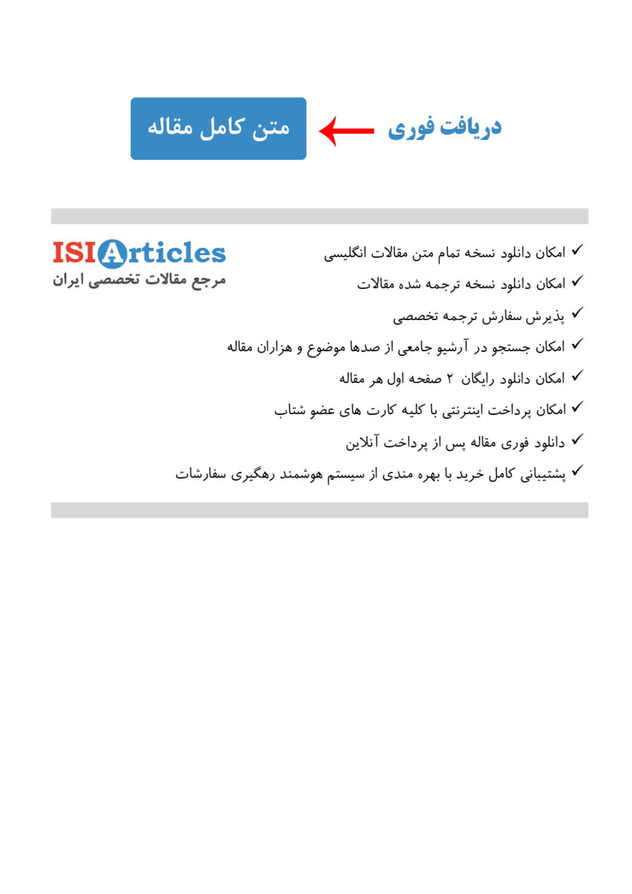دریافت فوری ← متن کامل مقاله

**ISIArticles**
مرجع مقالات تخصصی ایران

- ✓ امکان دانلود نسخه تمام متن مقالات انگلیسی
- ✓ امکان دانلود نسخه ترجمه شده مقالات
- ✓ پذیرش سفارش ترجمه تخصصی
- ✓ امکان جستجو در آرشیو جامعی از صدها موضوع و هزاران مقاله
- ✓ امکان دانلود رایگان ۲ صفحه اول هر مقاله
- ✓ امکان پرداخت اینترنتی با کلیه کارت های عضو شتاب
- ✓ دانلود فوری مقاله پس از پرداخت آنلاین
- ✓ پشتیبانی کامل خرید با بهره مندی از سیستم هوشمند رهگیری سفارشات